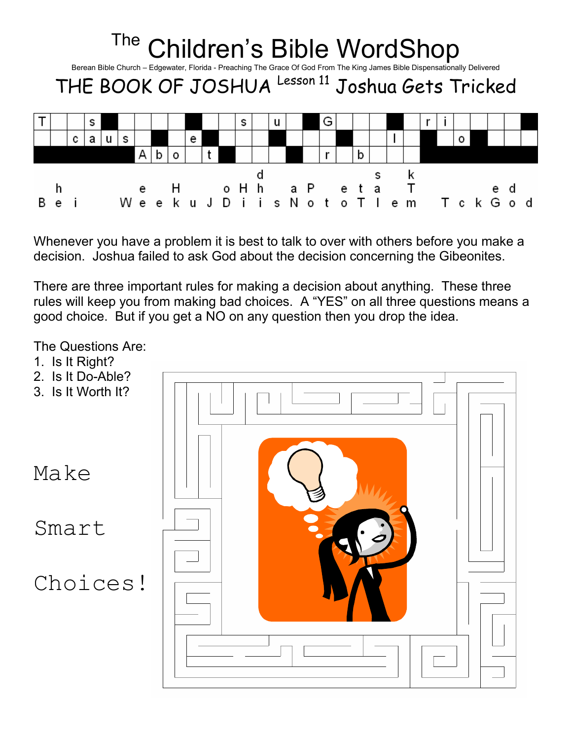# The Children's Bible WordShop

Berean Bible Church – Edgewater, Florida - Preaching The Grace Of God From The King James Bible Dispensationally Delivered

## THE BOOK OF JOSHUA Lesson 11 Joshua Gets Tricked

| 1 | 2 | 3 | 4 | 5 | 6 | 7 | 8 | 9 | 10 | 11 | 12 | 13 | 14 | 15 | 16 | 17 | 18 | 19 | 20 | 21 | 22 | 23 | 24 | 25 | 26 | 27 | 28 | 29 | 30 |
|---|---|---|---|---|---|---|---|---|---|---|---|---|---|---|---|---|---|---|---|---|---|---|---|---|---|---|---|---|---|
| T | | | s | ■ | | | | | ■ | | | s | | u | | ■ | G | | | | ■ | | r | i | | | | | ■ |
| | | c | a | u | s | | ■ | | e | ■ | | | | ■ | | | | ■ | | | l | | ■ | | o | ■ | | | |
| ■ | ■ | ■ | ■ | ■ | ■ | A | b | o | | t | ■ | | | | ■ | | r | | b | | | | ■ | ■ | ■ | ■ | ■ | ■ | ■ |

| 1 | 2 | 3 | 4 | 5 | 6 | 7 | 8 | 9 | 10 | 11 | 12 | 13 | 14 | 15 | 16 | 17 | 18 | 19 | 20 | 21 | 22 | 23 | 24 | 25 | 26 | 27 | 28 | 29 | 30 |
|---|---|---|---|---|---|---|---|---|---|---|---|---|---|---|---|---|---|---|---|---|---|---|---|---|---|---|---|---|---|
| | | | | | | | | | | | | | d | | | | | | | s | | k | | | | | | | |
| | h | | | | | e | | H | | | o | H | h | | a | P | | e | t | a | | T | | | | | e | d | |
| B | e | i | | | W | e | e | k | u | J | D | i | i | s | N | o | t | o | T | l | e | m | | T | c | k | G | o | d |

Whenever you have a problem it is best to talk to over with others before you make a decision. Joshua failed to ask God about the decision concerning the Gibeonites.

There are three important rules for making a decision about anything. These three rules will keep you from making bad choices. A "YES" on all three questions means a good choice. But if you get a NO on any question then you drop the idea.

The Questions Are:
1. Is It Right?
2. Is It Do-Able?
3. Is It Worth It?

Make

Smart

Choices!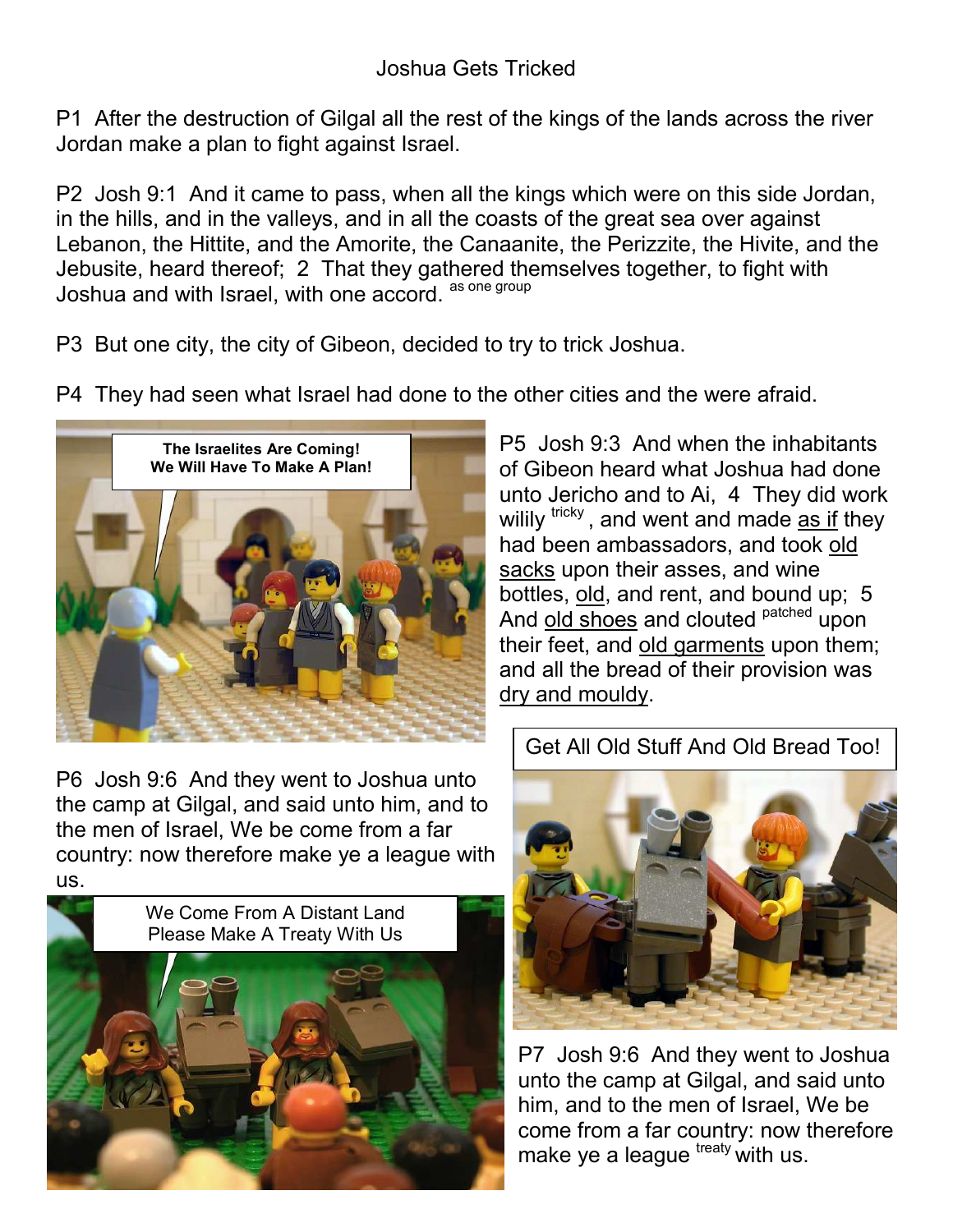# Joshua Gets Tricked

P1 After the destruction of Gilgal all the rest of the kings of the lands across the river Jordan make a plan to fight against Israel.

P2 Josh 9:1 And it came to pass, when all the kings which were on this side Jordan, in the hills, and in the valleys, and in all the coasts of the great sea over against Lebanon, the Hittite, and the Amorite, the Canaanite, the Perizzite, the Hivite, and the Jebusite, heard thereof; 2 That they gathered themselves together, to fight with Joshua and with Israel, with one accord. [as one group]

P3 But one city, the city of Gibeon, decided to try to trick Joshua.

P4 They had seen what Israel had done to the other cities and the were afraid.

P5 Josh 9:3 And when the inhabitants of Gibeon heard what Joshua had done unto Jericho and to Ai, 4 They did work wilily [tricky], and went and made as if they had been ambassadors, and took old sacks upon their asses, and wine bottles, old, and rent, and bound up; 5 And old shoes and clouted [patched] upon their feet, and old garments upon them; and all the bread of their provision was dry and mouldy.

P6 Josh 9:6 And they went to Joshua unto the camp at Gilgal, and said unto him, and to the men of Israel, We be come from a far country: now therefore make ye a league with us.

P7 Josh 9:6 And they went to Joshua unto the camp at Gilgal, and said unto him, and to the men of Israel, We be come from a far country: now therefore make ye a league [treaty] with us.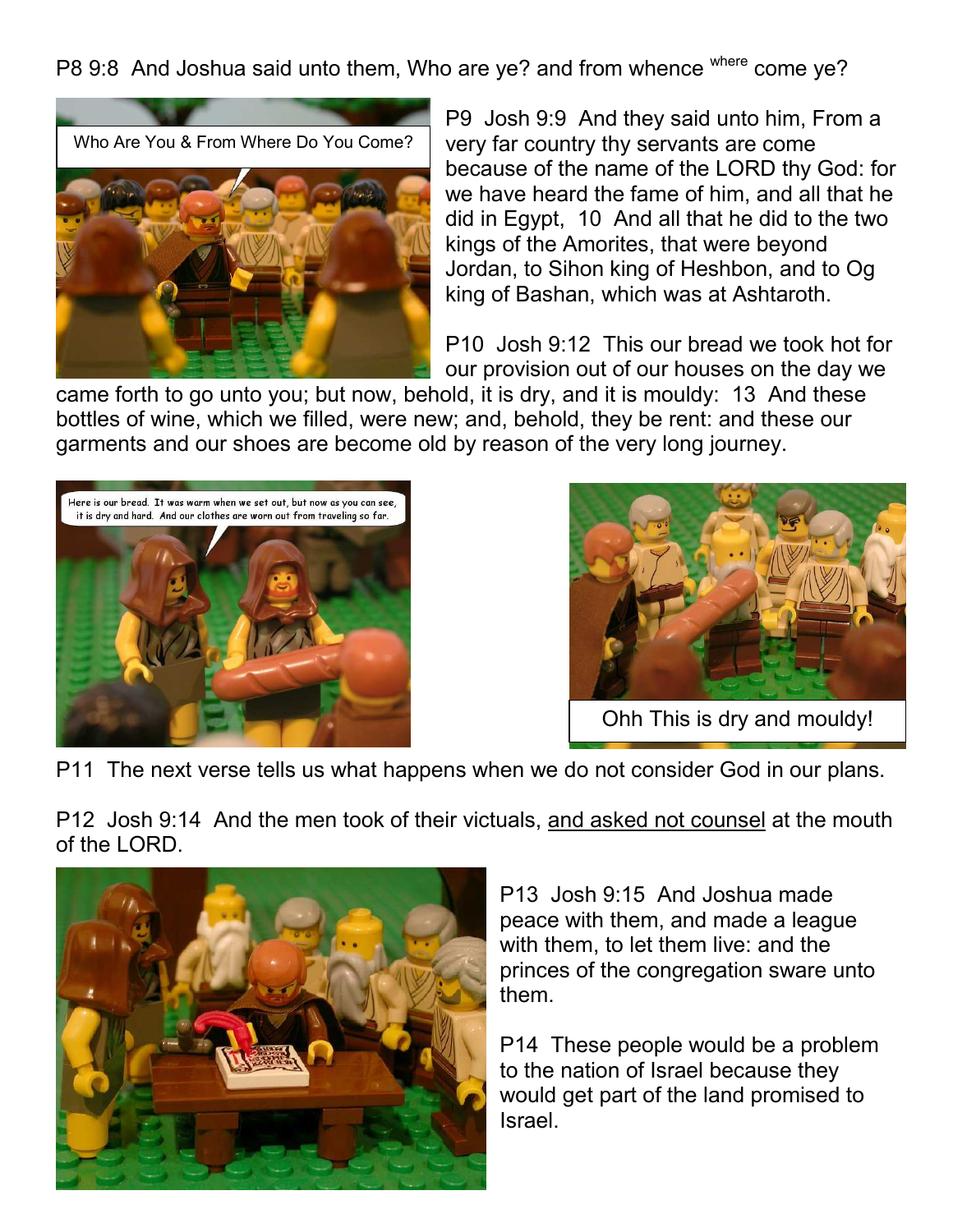P8 9:8  And Joshua said unto them, Who are ye? and from whence [where] come ye?

P9  Josh 9:9  And they said unto him, From a very far country thy servants are come because of the name of the LORD thy God: for we have heard the fame of him, and all that he did in Egypt,  10  And all that he did to the two kings of the Amorites, that were beyond Jordan, to Sihon king of Heshbon, and to Og king of Bashan, which was at Ashtaroth.

P10  Josh 9:12  This our bread we took hot for our provision out of our houses on the day we came forth to go unto you; but now, behold, it is dry, and it is mouldy:  13  And these bottles of wine, which we filled, were new; and, behold, they be rent: and these our garments and our shoes are become old by reason of the very long journey.

P11  The next verse tells us what happens when we do not consider God in our plans.

P12  Josh 9:14  And the men took of their victuals, <u>and asked not counsel</u> at the mouth of the LORD.

P13  Josh 9:15  And Joshua made peace with them, and made a league with them, to let them live: and the princes of the congregation sware unto them.

P14  These people would be a problem to the nation of Israel because they would get part of the land promised to Israel.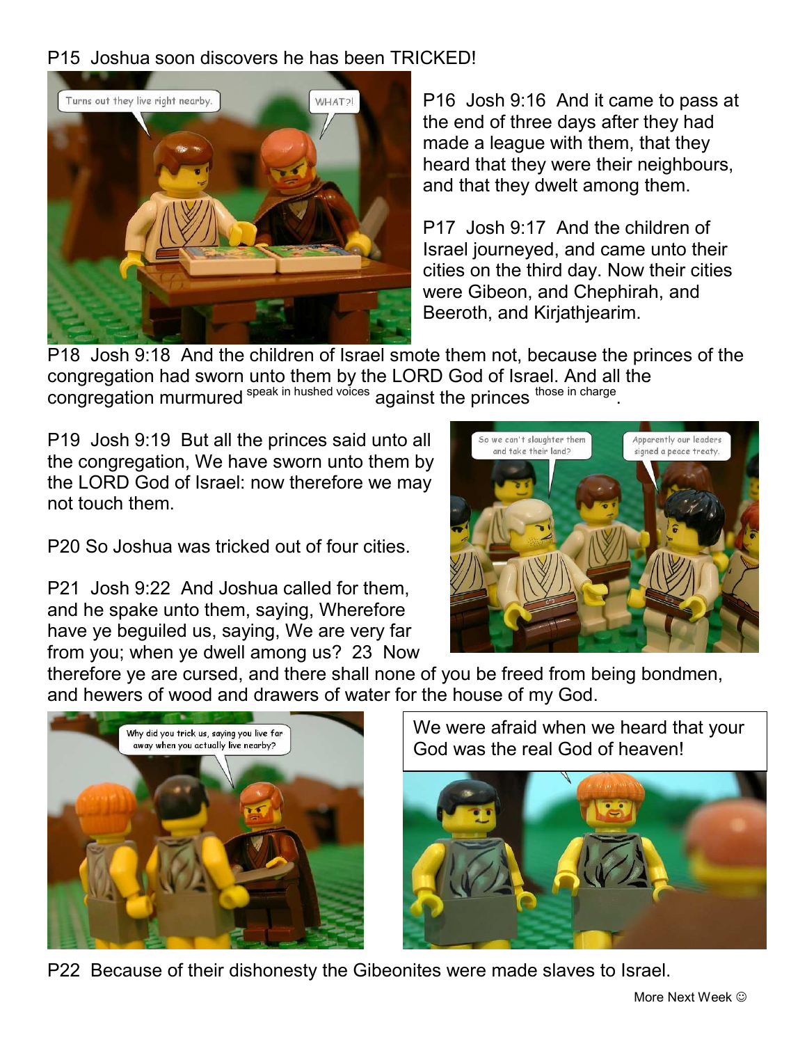P15 Joshua soon discovers he has been TRICKED!

P16 Josh 9:16 And it came to pass at the end of three days after they had made a league with them, that they heard that they were their neighbours, and that they dwelt among them.

P17 Josh 9:17 And the children of Israel journeyed, and came unto their cities on the third day. Now their cities were Gibeon, and Chephirah, and Beeroth, and Kirjathjearim.

P18 Josh 9:18 And the children of Israel smote them not, because the princes of the congregation had sworn unto them by the LORD God of Israel. And all the congregation murmured speak in hushed voices against the princes those in charge.

P19 Josh 9:19 But all the princes said unto all the congregation, We have sworn unto them by the LORD God of Israel: now therefore we may not touch them.

P20 So Joshua was tricked out of four cities.

P21 Josh 9:22 And Joshua called for them, and he spake unto them, saying, Wherefore have ye beguiled us, saying, We are very far from you; when ye dwell among us? 23 Now therefore ye are cursed, and there shall none of you be freed from being bondmen, and hewers of wood and drawers of water for the house of my God.

We were afraid when we heard that your God was the real God of heaven!

P22 Because of their dishonesty the Gibeonites were made slaves to Israel.

More Next Week ☺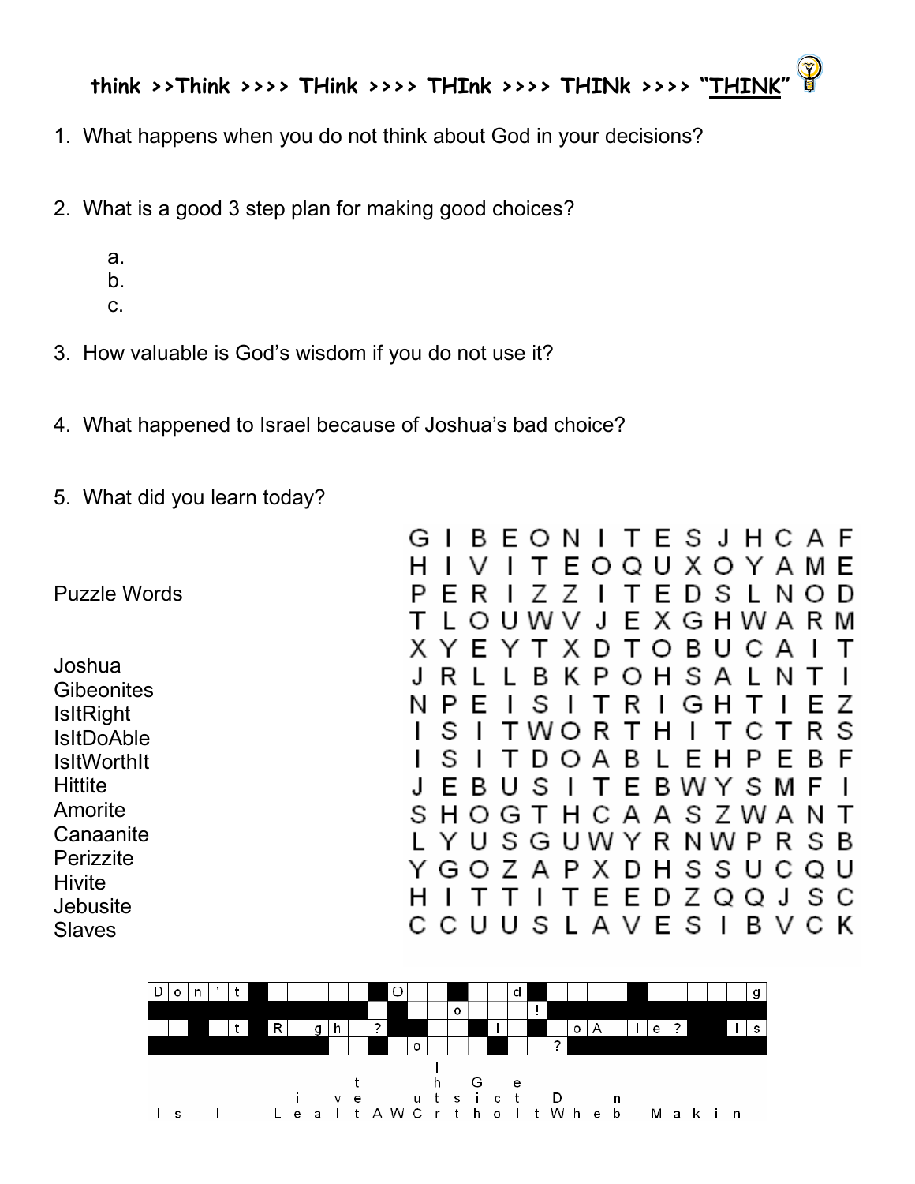think >>Think >>>> THink >>>> THInk >>>> THINk >>>> "THINK"

1. What happens when you do not think about God in your decisions?

2. What is a good 3 step plan for making good choices?

   a.
   b.
   c.

3. How valuable is God's wisdom if you do not use it?

4. What happened to Israel because of Joshua's bad choice?

5. What did you learn today?

Puzzle Words

Joshua
Gibeonites
IsItRight
IsItDoAble
IsItWorthIt
Hittite
Amorite
Canaanite
Perizzite
Hivite
Jebusite
Slaves

```
G I B E O N I T E S J H C A F
H I V I T E O Q U X O Y A M E
P E R I Z Z I T E D S L N O D
T L O U W V J E X G H W A R M
X Y E Y T X D T O B U C A I T
J R L L B K P O H S A L N T I
N P E I S I T R I G H T I E Z
I S I T W O R T H I T C T R S
I S I T D O A B L E H P E B F
J E B U S I T E B W Y S M F I
S H O G T H C A A S Z W A N T
L Y U S G U W Y R N W P R S B
Y G O Z A P X D H S S U C Q U
H I T T I T E E D Z Q Q J S C
C C U U S L A V E S I B V C K
```

| D | o | n | ' | t | | | | | | | | O | | | | | d | | | | | | | | | | | | | g |
|---|---|---|---|---|---|---|---|---|---|---|---|---|---|---|---|---|---|---|---|---|---|---|---|---|---|---|---|---|---|---|
| | | | | | | | | | | | | | | | o | | | | ! | | | | | | | | | | | |
| | | | | t | | R | | g | h | | ? | | | | | | | l | | | | o | A | | l | e | ? | | I | s |
| | | | | | | | | | | | | | o | | | | | | | ? | | | | | | | | | | |

```
                                   l
               t        h   G   e
          i  v  e     u t s i c t   D     n
I s   I     L e a l t A W C r t h o I t W h e b   M a k i n
```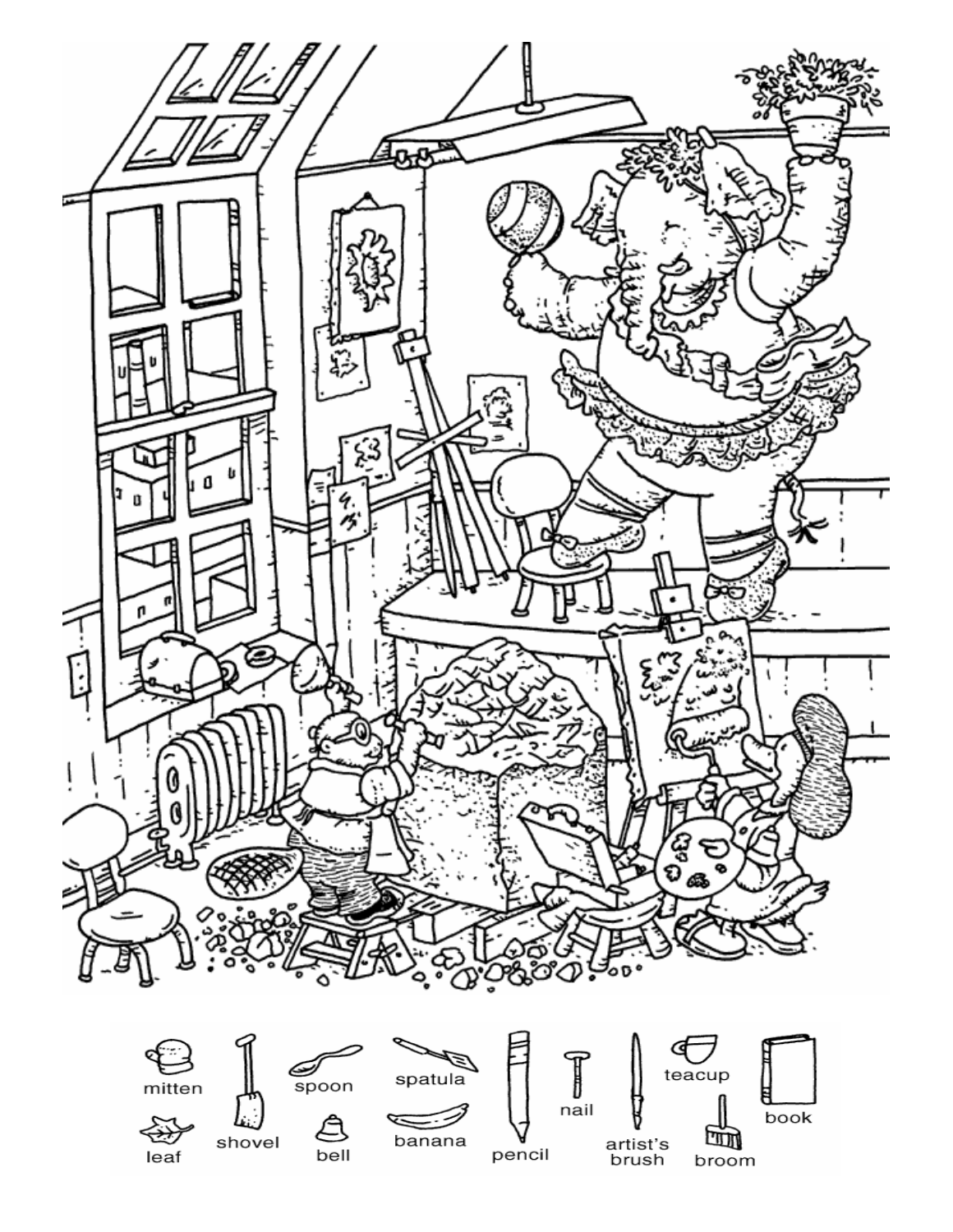mitten

shovel

spoon

spatula

pencil

nail

teacup

book

leaf

bell

banana

artist's brush

broom